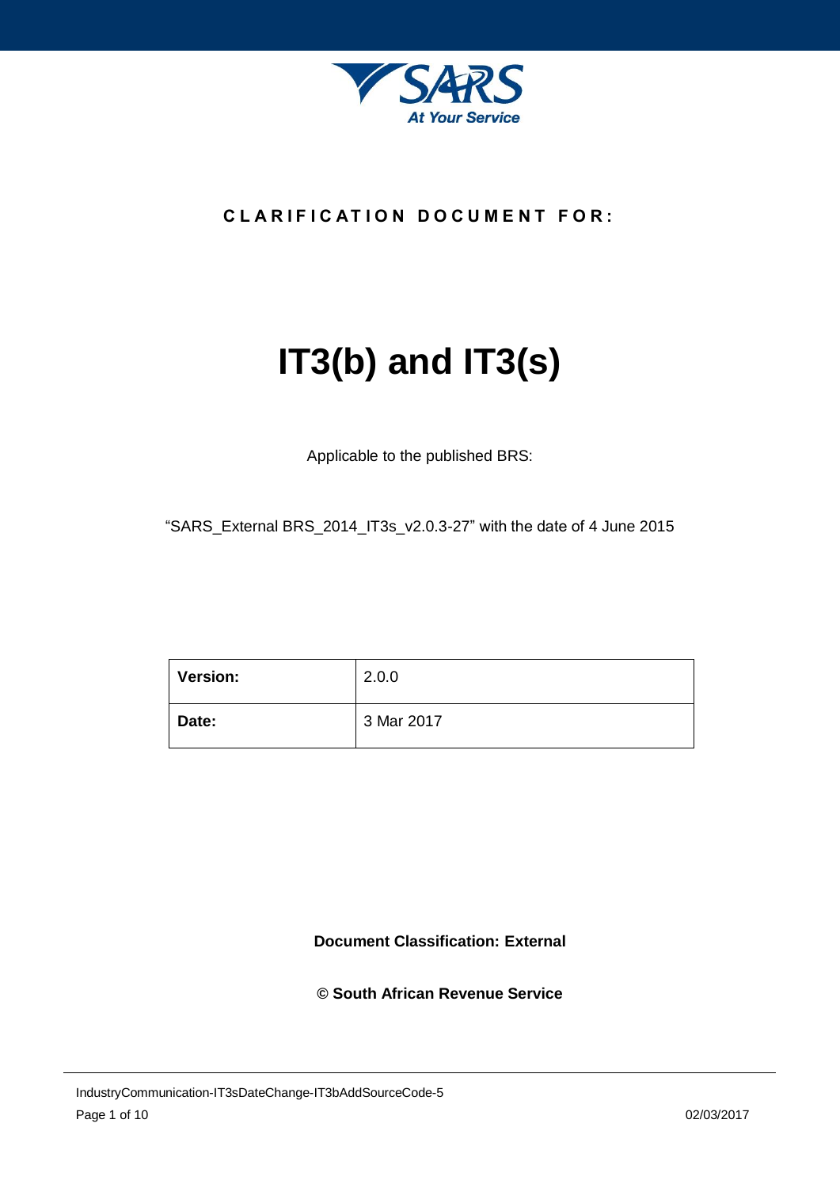**CLARIFICATION DOCUMENT FOR:**

# IT3(b) and IT3(s)

Applicable to the published BRS:

"SARS_External BRS_2014_IT3s_v2.0.3-27" with the date of 4 June 2015

| **Version:** | 2.0.0 |
| --- | --- |
| **Date:** | 3 Mar 2017 |

**Document Classification: External**

**© South African Revenue Service**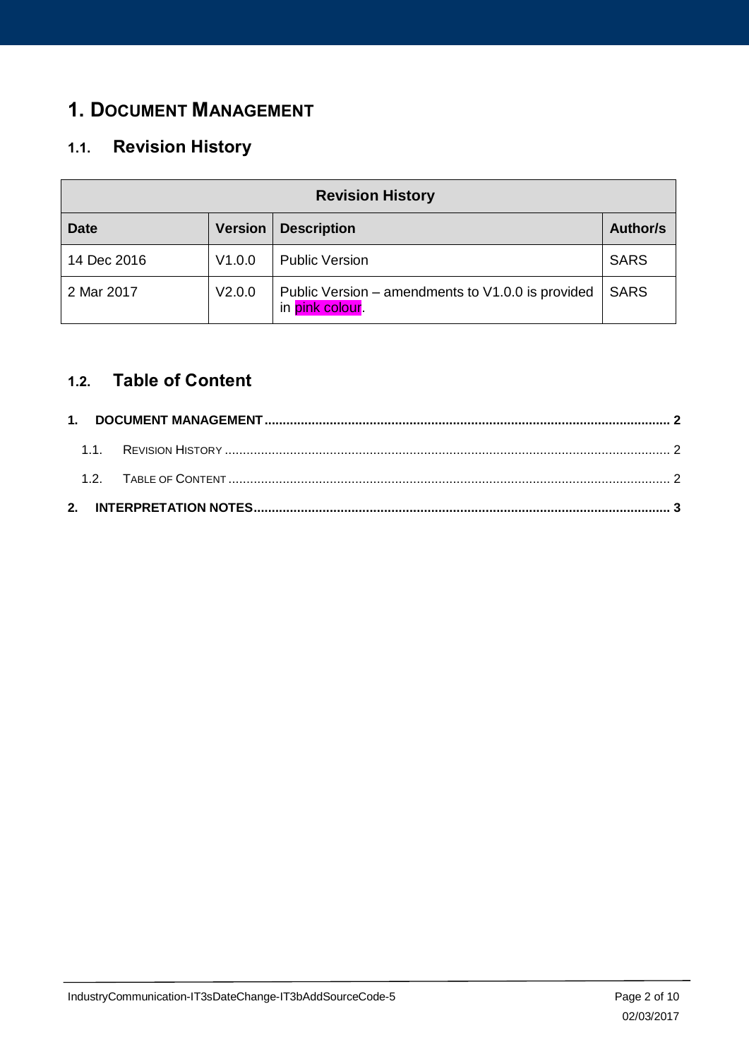# 1. DOCUMENT MANAGEMENT

## 1.1. Revision History

| Revision History | | | |
|---|---|---|---|
| **Date** | **Version** | **Description** | **Author/s** |
| 14 Dec 2016 | V1.0.0 | Public Version | SARS |
| 2 Mar 2017 | V2.0.0 | Public Version – amendments to V1.0.0 is provided in pink colour. | SARS |

## 1.2. Table of Content

**1. DOCUMENT MANAGEMENT .......... 2**

1.1. REVISION HISTORY .......... 2

1.2. TABLE OF CONTENT .......... 2

**2. INTERPRETATION NOTES .......... 3**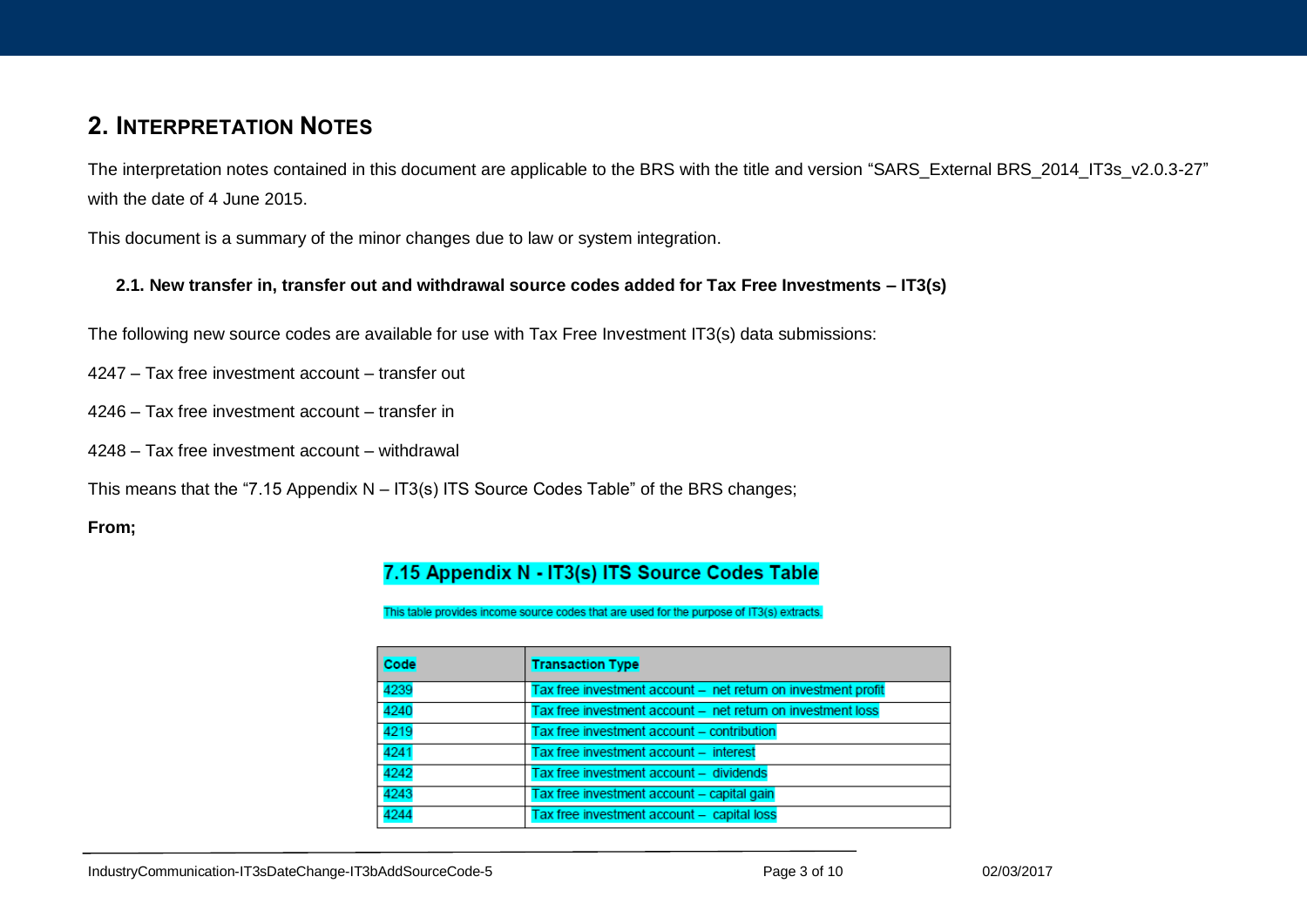## 2. Interpretation Notes

The interpretation notes contained in this document are applicable to the BRS with the title and version "SARS_External BRS_2014_IT3s_v2.0.3-27" with the date of 4 June 2015.

This document is a summary of the minor changes due to law or system integration.

### 2.1. New transfer in, transfer out and withdrawal source codes added for Tax Free Investments – IT3(s)

The following new source codes are available for use with Tax Free Investment IT3(s) data submissions:

4247 – Tax free investment account – transfer out

4246 – Tax free investment account – transfer in

4248 – Tax free investment account – withdrawal

This means that the "7.15 Appendix N – IT3(s) ITS Source Codes Table" of the BRS changes;

**From;**

#### 7.15 Appendix N - IT3(s) ITS Source Codes Table

This table provides income source codes that are used for the purpose of IT3(s) extracts.

| Code | Transaction Type |
|---|---|
| 4239 | Tax free investment account – net return on investment profit |
| 4240 | Tax free investment account – net return on investment loss |
| 4219 | Tax free investment account – contribution |
| 4241 | Tax free investment account – interest |
| 4242 | Tax free investment account – dividends |
| 4243 | Tax free investment account – capital gain |
| 4244 | Tax free investment account – capital loss |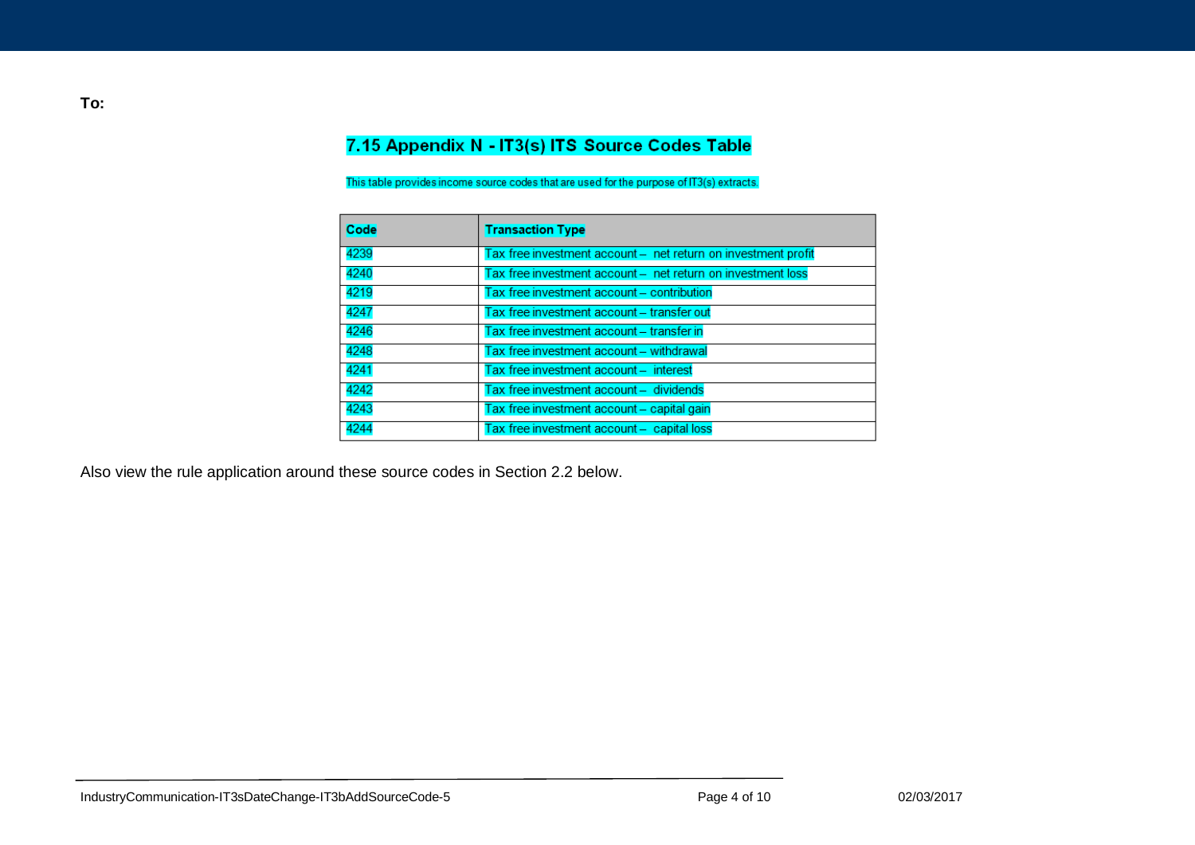**To:**

## 7.15 Appendix N - IT3(s) ITS Source Codes Table

This table provides income source codes that are used for the purpose of IT3(s) extracts.

| Code | Transaction Type |
|---|---|
| 4239 | Tax free investment account – net return on investment profit |
| 4240 | Tax free investment account – net return on investment loss |
| 4219 | Tax free investment account – contribution |
| 4247 | Tax free investment account – transfer out |
| 4246 | Tax free investment account – transfer in |
| 4248 | Tax free investment account – withdrawal |
| 4241 | Tax free investment account – interest |
| 4242 | Tax free investment account – dividends |
| 4243 | Tax free investment account – capital gain |
| 4244 | Tax free investment account – capital loss |

Also view the rule application around these source codes in Section 2.2 below.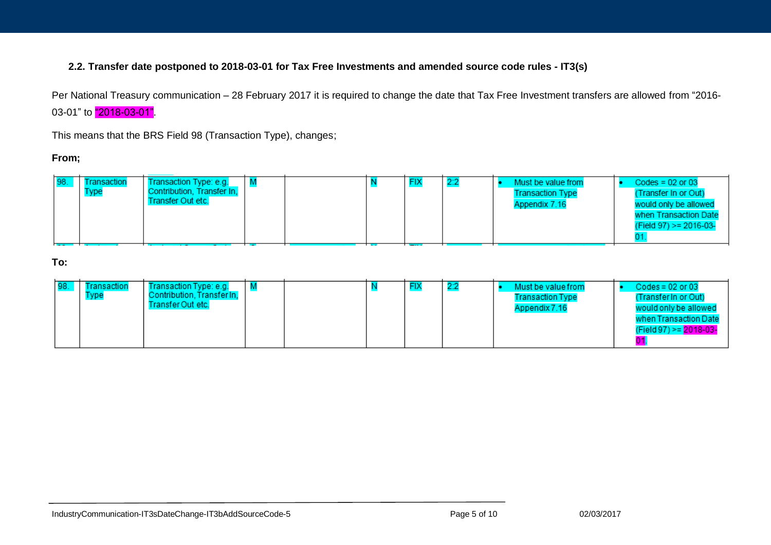### 2.2. Transfer date postponed to 2018-03-01 for Tax Free Investments and amended source code rules - IT3(s)

Per National Treasury communication – 28 February 2017 it is required to change the date that Tax Free Investment transfers are allowed from "2016-03-01" to "2018-03-01".

This means that the BRS Field 98 (Transaction Type), changes;

**From;**

| 98. | Transaction Type | Transaction Type: e.g. Contribution, Transfer In, Transfer Out etc. | M | | N | FIX | 2:2 | • Must be value from Transaction Type Appendix 7.16 | • Codes = 02 or 03 (Transfer In or Out) would only be allowed when Transaction Date (Field 97) >= 2016-03-01. |
|---|---|---|---|---|---|---|---|---|---|

**To:**

| 98. | Transaction Type | Transaction Type: e.g. Contribution, Transfer In, Transfer Out etc. | M | | N | FIX | 2:2 | • Must be value from Transaction Type Appendix 7.16 | • Codes = 02 or 03 (Transfer In or Out) would only be allowed when Transaction Date (Field 97) >= 2018-03-01. |
|---|---|---|---|---|---|---|---|---|---|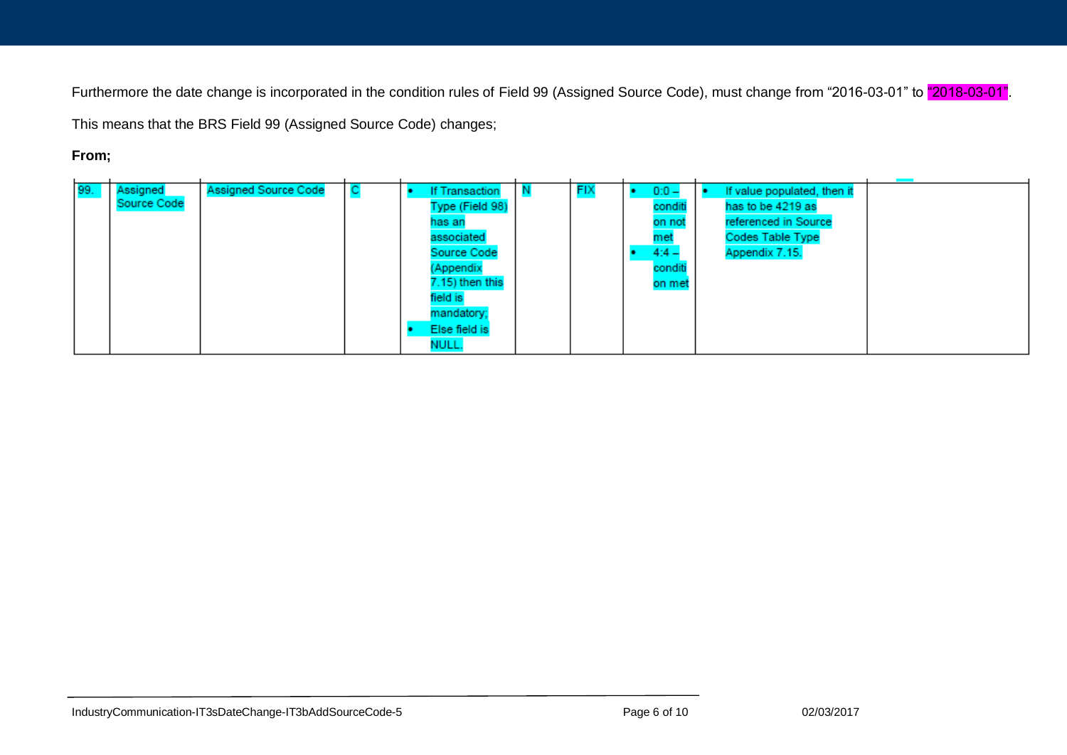Furthermore the date change is incorporated in the condition rules of Field 99 (Assigned Source Code), must change from "2016-03-01" to "2018-03-01".

This means that the BRS Field 99 (Assigned Source Code) changes;

**From;**

| | | | | | | | | | |
|---|---|---|---|---|---|---|---|---|---|
| 99. | Assigned Source Code | Assigned Source Code | C | • If Transaction Type (Field 98) has an associated Source Code (Appendix 7.15) then this field is mandatory;<br>• Else field is NULL. | N | FIX | • 0:0 – condition not met<br>• 4:4 – condition met | • If value populated, then it has to be 4219 as referenced in Source Codes Table Type Appendix 7.15. | |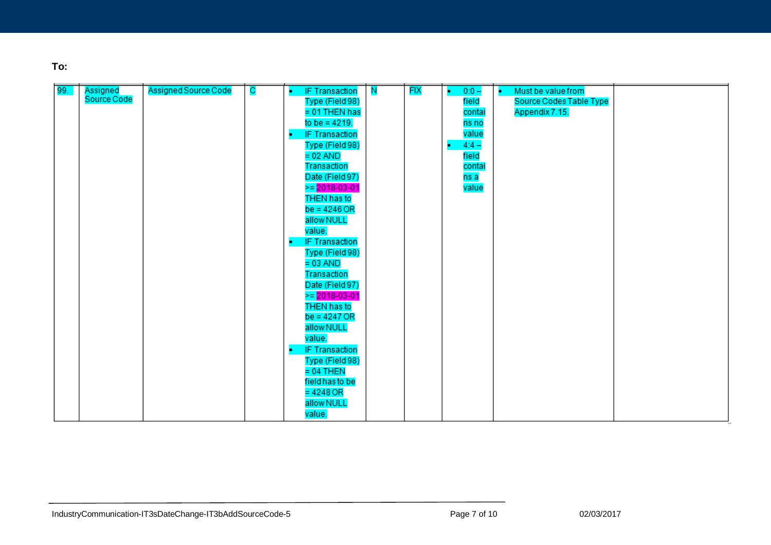**To:**

| | | | | | | | | | |
|---|---|---|---|---|---|---|---|---|---|
| 99. | Assigned Source Code | Assigned Source Code | C | • IF Transaction Type (Field 98) = 01 THEN has to be = 4219. <br>• IF Transaction Type (Field 98) = 02 AND Transaction Date (Field 97) >= 2018-03-01 THEN has to be = 4246 OR allow NULL value. <br>• IF Transaction Type (Field 98) = 03 AND Transaction Date (Field 97) >= 2018-03-01 THEN has to be = 4247 OR allow NULL value. <br>• IF Transaction Type (Field 98) = 04 THEN field has to be = 4248 OR allow NULL value. | N | FIX | • 0:0 – field contains no value <br>• 4:4 – field contains a value | • Must be value from Source Codes Table Type Appendix 7.15. | |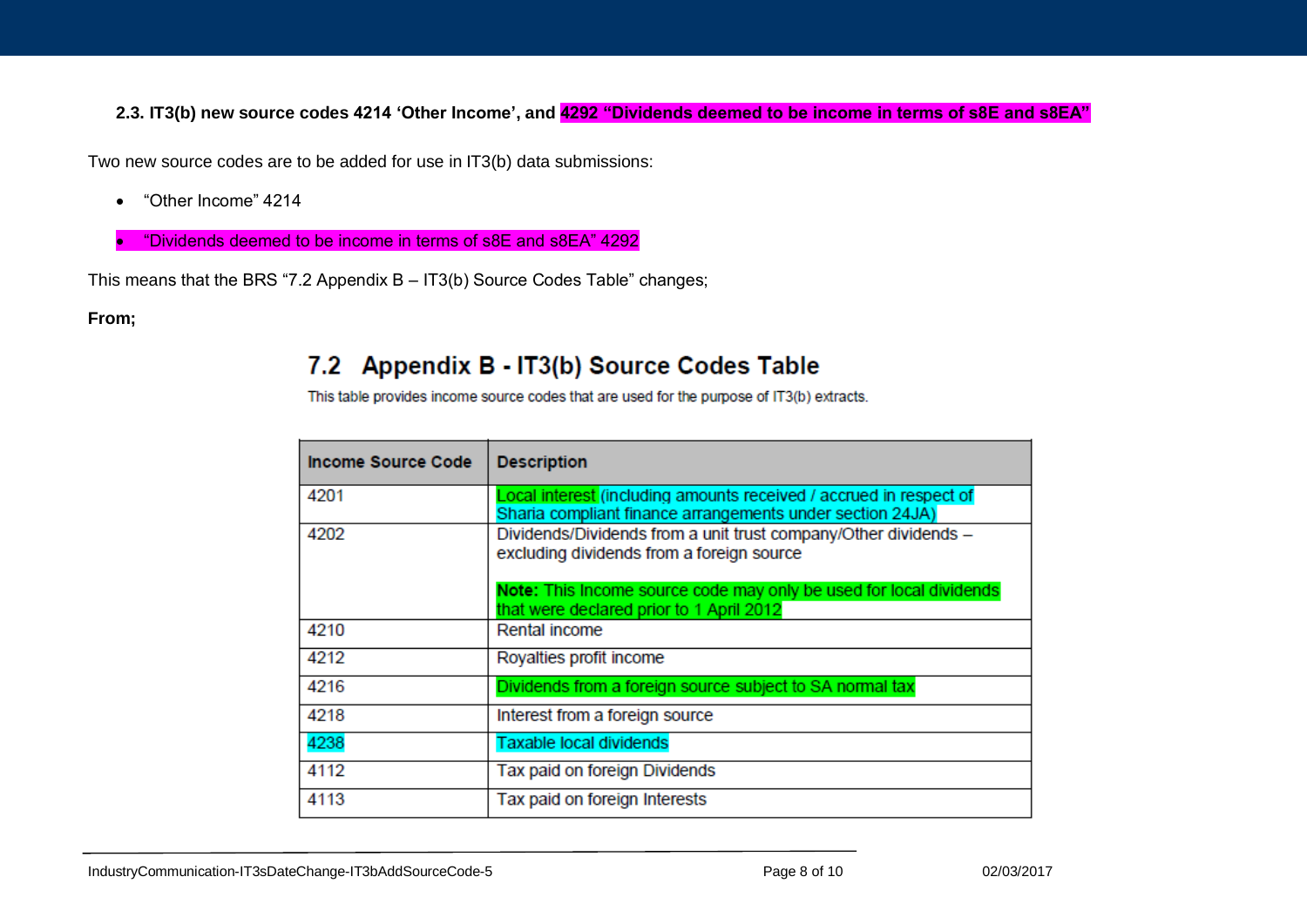### 2.3. IT3(b) new source codes 4214 'Other Income', and 4292 "Dividends deemed to be income in terms of s8E and s8EA"

Two new source codes are to be added for use in IT3(b) data submissions:

- "Other Income" 4214
- "Dividends deemed to be income in terms of s8E and s8EA" 4292

This means that the BRS "7.2 Appendix B – IT3(b) Source Codes Table" changes;

**From;**

## 7.2 Appendix B - IT3(b) Source Codes Table

This table provides income source codes that are used for the purpose of IT3(b) extracts.

| Income Source Code | Description |
|---|---|
| 4201 | Local interest (including amounts received / accrued in respect of Sharia compliant finance arrangements under section 24JA) |
| 4202 | Dividends/Dividends from a unit trust company/Other dividends – excluding dividends from a foreign source<br><br>**Note:** This Income source code may only be used for local dividends that were declared prior to 1 April 2012 |
| 4210 | Rental income |
| 4212 | Royalties profit income |
| 4216 | Dividends from a foreign source subject to SA normal tax |
| 4218 | Interest from a foreign source |
| 4238 | Taxable local dividends |
| 4112 | Tax paid on foreign Dividends |
| 4113 | Tax paid on foreign Interests |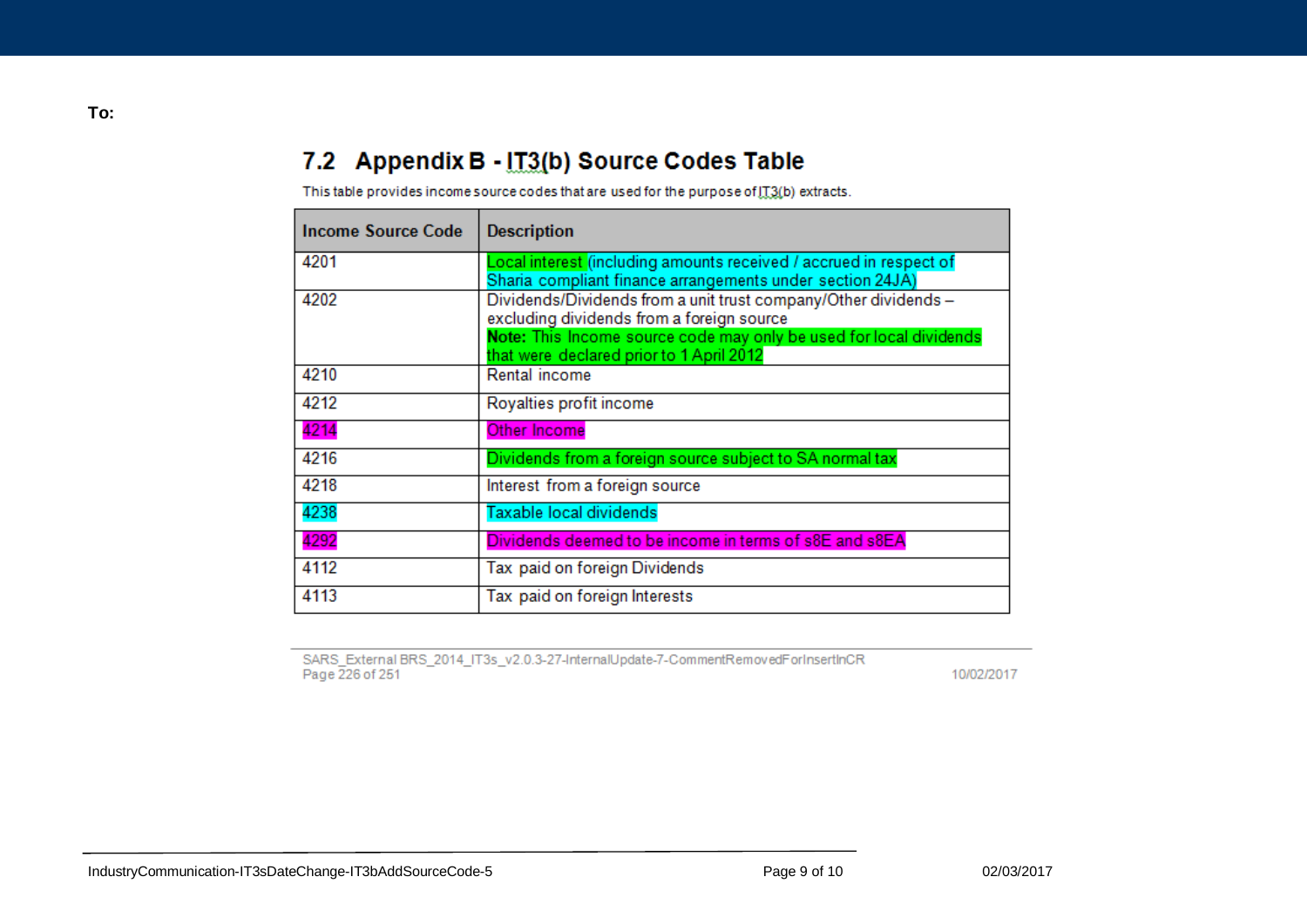**To:**

## 7.2 Appendix B - IT3(b) Source Codes Table

This table provides income source codes that are used for the purpose of IT3(b) extracts.

| Income Source Code | Description |
|---|---|
| 4201 | Local interest (including amounts received / accrued in respect of Sharia compliant finance arrangements under section 24JA) |
| 4202 | Dividends/Dividends from a unit trust company/Other dividends – excluding dividends from a foreign source<br>**Note:** This Income source code may only be used for local dividends that were declared prior to 1 April 2012 |
| 4210 | Rental income |
| 4212 | Royalties profit income |
| 4214 | Other Income |
| 4216 | Dividends from a foreign source subject to SA normal tax |
| 4218 | Interest from a foreign source |
| 4238 | Taxable local dividends |
| 4292 | Dividends deemed to be income in terms of s8E and s8EA |
| 4112 | Tax paid on foreign Dividends |
| 4113 | Tax paid on foreign Interests |

SARS_External BRS_2014_IT3s_v2.0.3-27-InternalUpdate-7-CommentRemovedForInsertInCR
Page 226 of 251 10/02/2017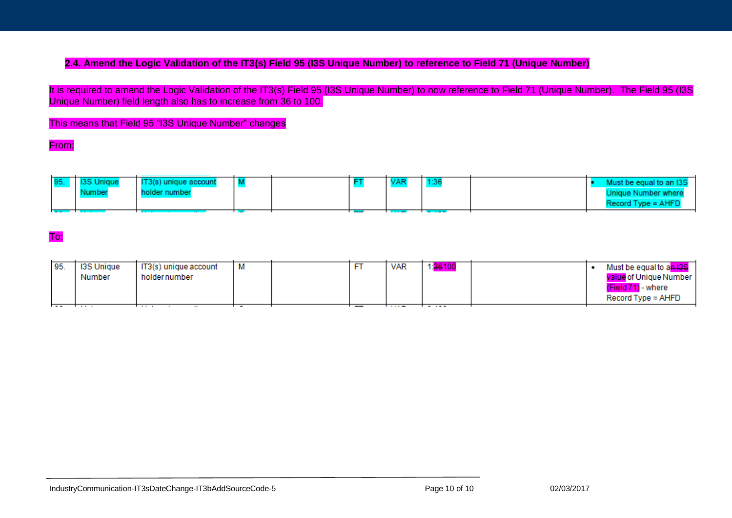**2.4. Amend the Logic Validation of the IT3(s) Field 95 (I3S Unique Number) to reference to Field 71 (Unique Number)**

It is required to amend the Logic Validation of the IT3(s) Field 95 (I3S Unique Number) to now reference to Field 71 (Unique Number). The Field 95 (I3S Unique Number) field length also has to increase from 36 to 100.

This means that Field 95 "I3S Unique Number" changes

From;

| | | | | | | | | | |
|---|---|---|---|---|---|---|---|---|---|
| 95. | I3S Unique Number | IT3(s) unique account holder number | M | | FT | VAR | 1:36 | | • Must be equal to an I3S Unique Number where Record Type = AHFD |

To:

| | | | | | | | | | |
|---|---|---|---|---|---|---|---|---|---|
| 95. | I3S Unique Number | IT3(s) unique account holder number | M | | FT | VAR | 1:~~36~~100 | | • Must be equal to a~~n I3S~~ value of Unique Number (Field 71) - where Record Type = AHFD |